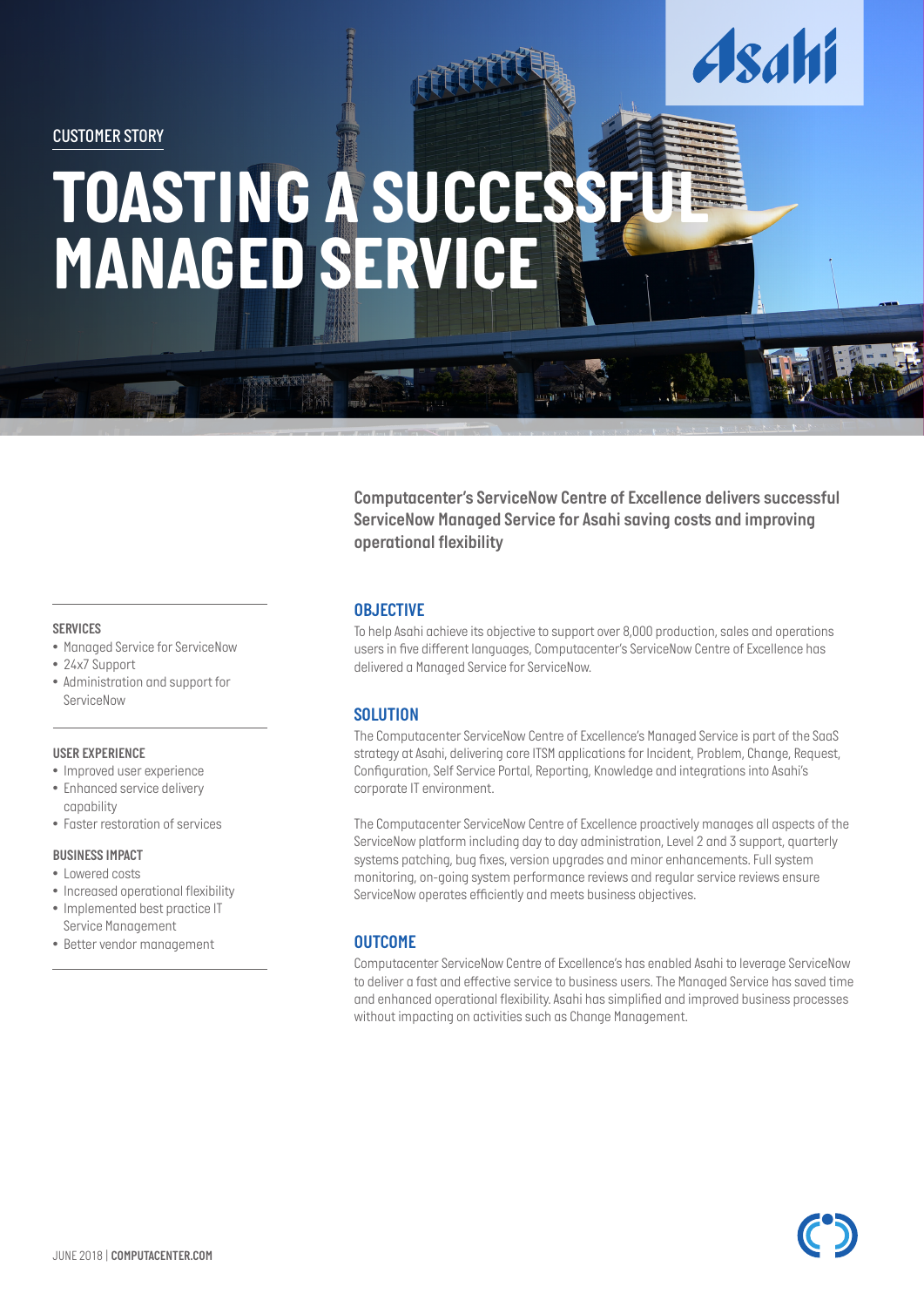CUSTOMER STORY

# TOASTING A SUCCESSFUL MANAGED SERVICE

**Computacenter's ServiceNow Centre of Excellence delivers successful ServiceNow Managed Service for Asahi saving costs and improving operational flexibility**

#### SERVICES

- Managed Service for ServiceNow
- 24x7 Support
- Administration and support for ServiceNow

#### USER EXPERIENCE

- Improved user experience
- Enhanced service delivery capability
- Faster restoration of services

#### BUSINESS IMPACT

- Lowered costs
- Increased operational flexibility
- Implemented best practice IT Service Management
- Better vendor management

## OBJECTIVE

To help Asahi achieve its objective to support over 8,000 production, sales and operations users in five different languages, Computacenter's ServiceNow Centre of Excellence has delivered a Managed Service for ServiceNow.

## SOLUTION

The Computacenter ServiceNow Centre of Excellence's Managed Service is part of the SaaS strategy at Asahi, delivering core ITSM applications for Incident, Problem, Change, Request, Configuration, Self Service Portal, Reporting, Knowledge and integrations into Asahi's corporate IT environment.

The Computacenter ServiceNow Centre of Excellence proactively manages all aspects of the ServiceNow platform including day to day administration, Level 2 and 3 support, quarterly systems patching, bug fixes, version upgrades and minor enhancements. Full system monitoring, on-going system performance reviews and regular service reviews ensure ServiceNow operates efficiently and meets business objectives.

## OUTCOME

Computacenter ServiceNow Centre of Excellence's has enabled Asahi to leverage ServiceNow to deliver a fast and effective service to business users. The Managed Service has saved time and enhanced operational flexibility. Asahi has simplified and improved business processes without impacting on activities such as Change Management.

JUNE 2018 | **COMPUTACENTER.COM**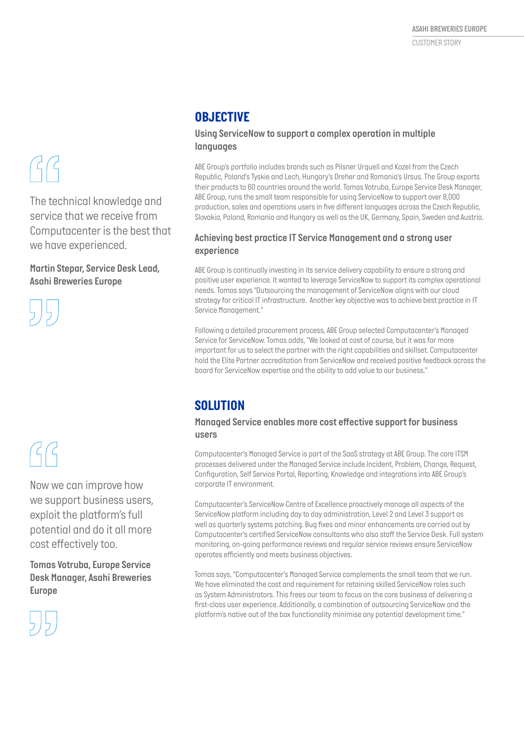> The technical knowledge and service that we receive from Computacenter is the best that we have experienced.
>
> **Martin Stepar, Service Desk Lead, Asahi Breweries Europe**

## OBJECTIVE

### Using ServiceNow to support a complex operation in multiple languages

ABE Group's portfolio includes brands such as Pilsner Urquell and Kozel from the Czech Republic, Poland's Tyskie and Lech, Hungary's Dreher and Romania's Ursus. The Group exports their products to 60 countries around the world. Tomas Votruba, Europe Service Desk Manager, ABE Group, runs the small team responsible for using ServiceNow to support over 8,000 production, sales and operations users in five different languages across the Czech Republic, Slovakia, Poland, Romania and Hungary as well as the UK, Germany, Spain, Sweden and Austria.

### Achieving best practice IT Service Management and a strong user experience

ABE Group is continually investing in its service delivery capability to ensure a strong and positive user experience. It wanted to leverage ServiceNow to support its complex operational needs. Tomas says "Outsourcing the management of ServiceNow aligns with our cloud strategy for critical IT infrastructure. Another key objective was to achieve best practice in IT Service Management."

Following a detailed procurement process, ABE Group selected Computacenter's Managed Service for ServiceNow. Tomas adds, "We looked at cost of course, but it was far more important for us to select the partner with the right capabilities and skillset. Computacenter hold the Elite Partner accreditation from ServiceNow and received positive feedback across the board for ServiceNow expertise and the ability to add value to our business."

## SOLUTION

### Managed Service enables more cost effective support for business users

Computacenter's Managed Service is part of the SaaS strategy at ABE Group. The core ITSM processes delivered under the Managed Service include Incident, Problem, Change, Request, Configuration, Self Service Portal, Reporting, Knowledge and integrations into ABE Group's corporate IT environment.

Computacenter's ServiceNow Centre of Excellence proactively manage all aspects of the ServiceNow platform including day to day administration, Level 2 and Level 3 support as well as quarterly systems patching. Bug fixes and minor enhancements are carried out by Computacenter's certified ServiceNow consultants who also staff the Service Desk. Full system monitoring, on-going performance reviews and regular service reviews ensure ServiceNow operates efficiently and meets business objectives.

Tomas says, "Computacenter's Managed Service complements the small team that we run. We have eliminated the cost and requirement for retaining skilled ServiceNow roles such as System Administrators. This frees our team to focus on the core business of delivering a first-class user experience. Additionally, a combination of outsourcing ServiceNow and the platform's native out of the box functionality minimise any potential development time."

> Now we can improve how we support business users, exploit the platform's full potential and do it all more cost effectively too.
>
> **Tomas Votruba, Europe Service Desk Manager, Asahi Breweries Europe**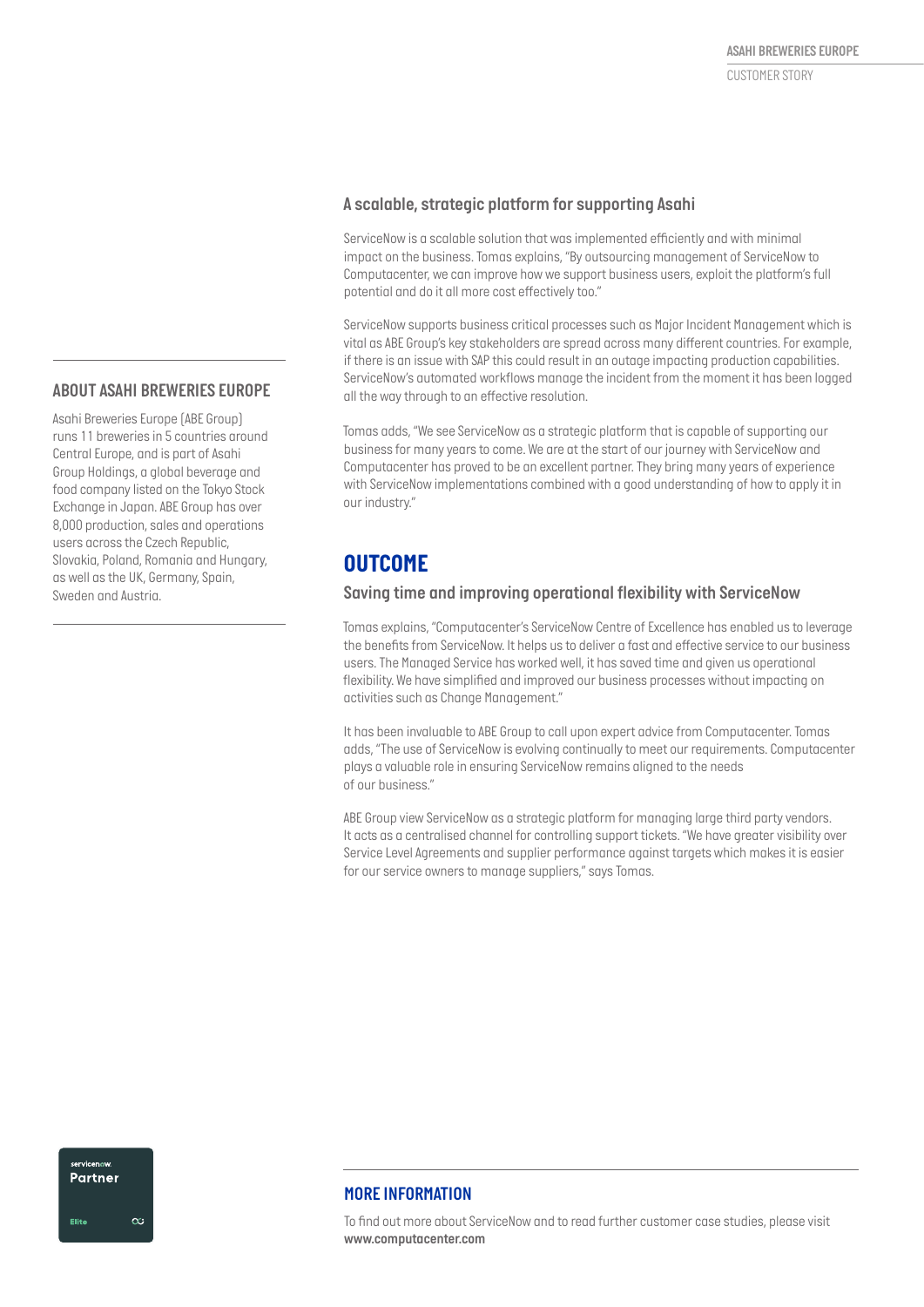## A scalable, strategic platform for supporting Asahi

ServiceNow is a scalable solution that was implemented efficiently and with minimal impact on the business. Tomas explains, "By outsourcing management of ServiceNow to Computacenter, we can improve how we support business users, exploit the platform's full potential and do it all more cost effectively too."

ServiceNow supports business critical processes such as Major Incident Management which is vital as ABE Group's key stakeholders are spread across many different countries. For example, if there is an issue with SAP this could result in an outage impacting production capabilities. ServiceNow's automated workflows manage the incident from the moment it has been logged all the way through to an effective resolution.

Tomas adds, "We see ServiceNow as a strategic platform that is capable of supporting our business for many years to come. We are at the start of our journey with ServiceNow and Computacenter has proved to be an excellent partner. They bring many years of experience with ServiceNow implementations combined with a good understanding of how to apply it in our industry."

# OUTCOME

## Saving time and improving operational flexibility with ServiceNow

Tomas explains, "Computacenter's ServiceNow Centre of Excellence has enabled us to leverage the benefits from ServiceNow. It helps us to deliver a fast and effective service to our business users. The Managed Service has worked well, it has saved time and given us operational flexibility. We have simplified and improved our business processes without impacting on activities such as Change Management."

It has been invaluable to ABE Group to call upon expert advice from Computacenter. Tomas adds, "The use of ServiceNow is evolving continually to meet our requirements. Computacenter plays a valuable role in ensuring ServiceNow remains aligned to the needs of our business."

ABE Group view ServiceNow as a strategic platform for managing large third party vendors. It acts as a centralised channel for controlling support tickets. "We have greater visibility over Service Level Agreements and supplier performance against targets which makes it is easier for our service owners to manage suppliers," says Tomas.

## ABOUT ASAHI BREWERIES EUROPE

Asahi Breweries Europe (ABE Group) runs 11 breweries in 5 countries around Central Europe, and is part of Asahi Group Holdings, a global beverage and food company listed on the Tokyo Stock Exchange in Japan. ABE Group has over 8,000 production, sales and operations users across the Czech Republic, Slovakia, Poland, Romania and Hungary, as well as the UK, Germany, Spain, Sweden and Austria.

servicenow. Partner Elite

## MORE INFORMATION

To find out more about ServiceNow and to read further customer case studies, please visit **www.computacenter.com**